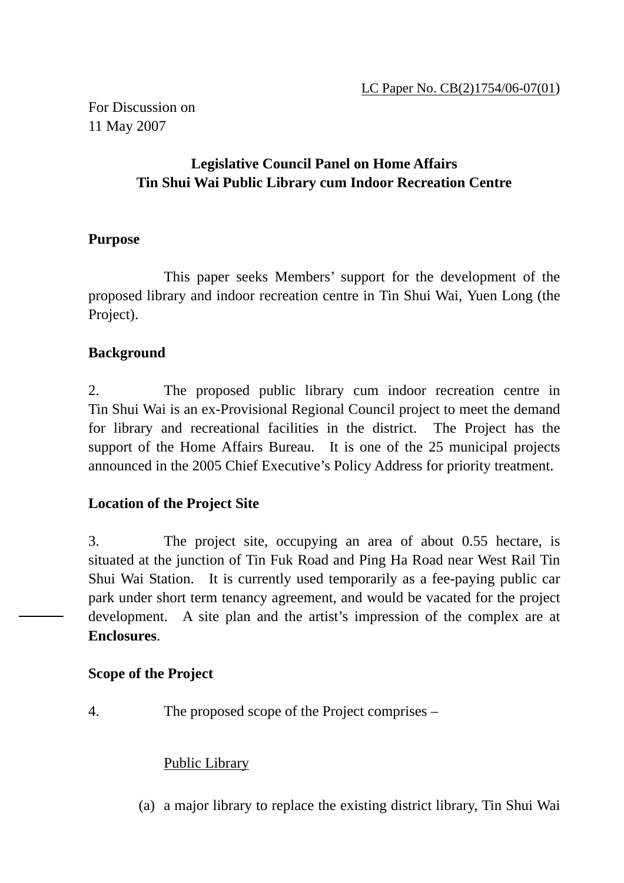LC Paper No. CB(2)1754/06-07(01)

For Discussion on
11 May 2007

**Legislative Council Panel on Home Affairs**
**Tin Shui Wai Public Library cum Indoor Recreation Centre**

**Purpose**

This paper seeks Members' support for the development of the proposed library and indoor recreation centre in Tin Shui Wai, Yuen Long (the Project).

**Background**

2. The proposed public library cum indoor recreation centre in Tin Shui Wai is an ex-Provisional Regional Council project to meet the demand for library and recreational facilities in the district. The Project has the support of the Home Affairs Bureau. It is one of the 25 municipal projects announced in the 2005 Chief Executive's Policy Address for priority treatment.

**Location of the Project Site**

3. The project site, occupying an area of about 0.55 hectare, is situated at the junction of Tin Fuk Road and Ping Ha Road near West Rail Tin Shui Wai Station. It is currently used temporarily as a fee-paying public car park under short term tenancy agreement, and would be vacated for the project development. A site plan and the artist's impression of the complex are at **Enclosures**.

**Scope of the Project**

4. The proposed scope of the Project comprises –

Public Library

(a) a major library to replace the existing district library, Tin Shui Wai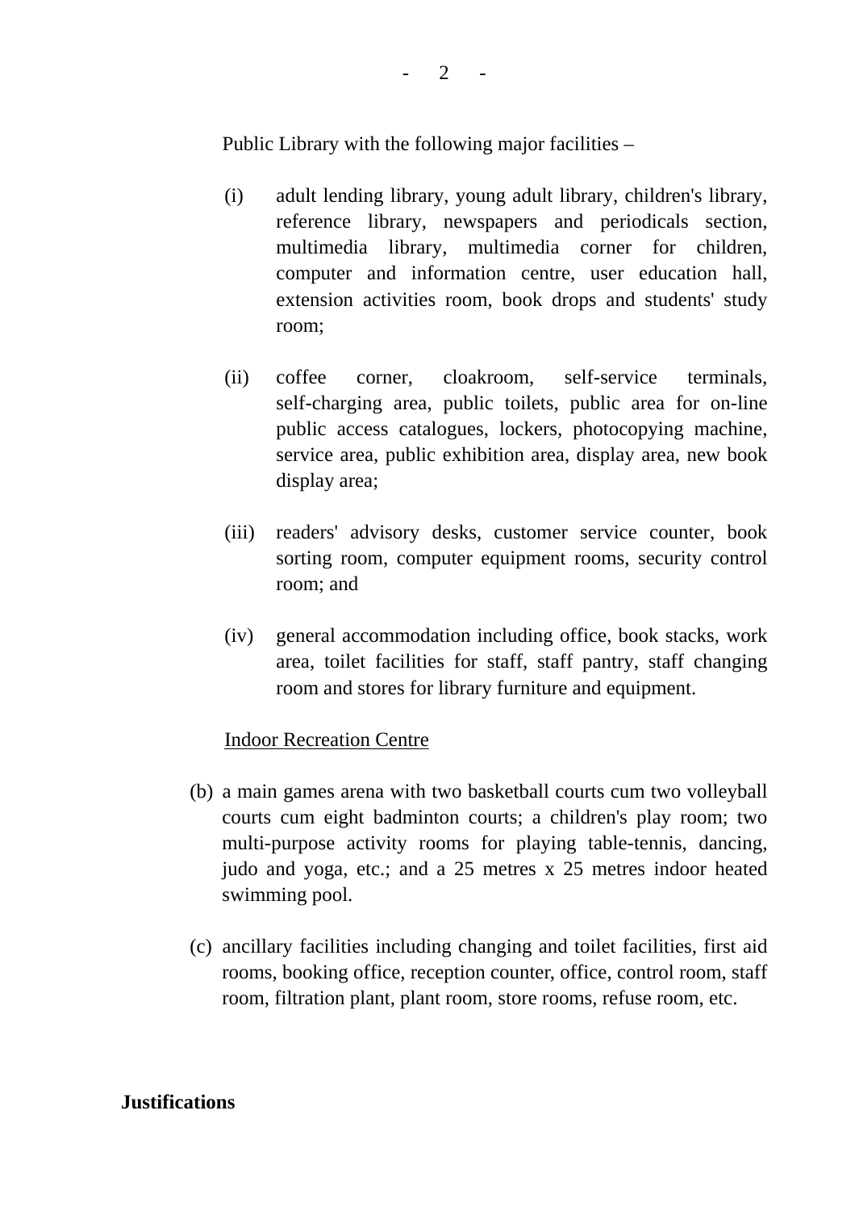Public Library with the following major facilities –

(i) adult lending library, young adult library, children's library, reference library, newspapers and periodicals section, multimedia library, multimedia corner for children, computer and information centre, user education hall, extension activities room, book drops and students' study room;

(ii) coffee corner, cloakroom, self-service terminals, self-charging area, public toilets, public area for on-line public access catalogues, lockers, photocopying machine, service area, public exhibition area, display area, new book display area;

(iii) readers' advisory desks, customer service counter, book sorting room, computer equipment rooms, security control room; and

(iv) general accommodation including office, book stacks, work area, toilet facilities for staff, staff pantry, staff changing room and stores for library furniture and equipment.

<u>Indoor Recreation Centre</u>

(b) a main games arena with two basketball courts cum two volleyball courts cum eight badminton courts; a children's play room; two multi-purpose activity rooms for playing table-tennis, dancing, judo and yoga, etc.; and a 25 metres x 25 metres indoor heated swimming pool.

(c) ancillary facilities including changing and toilet facilities, first aid rooms, booking office, reception counter, office, control room, staff room, filtration plant, plant room, store rooms, refuse room, etc.

**Justifications**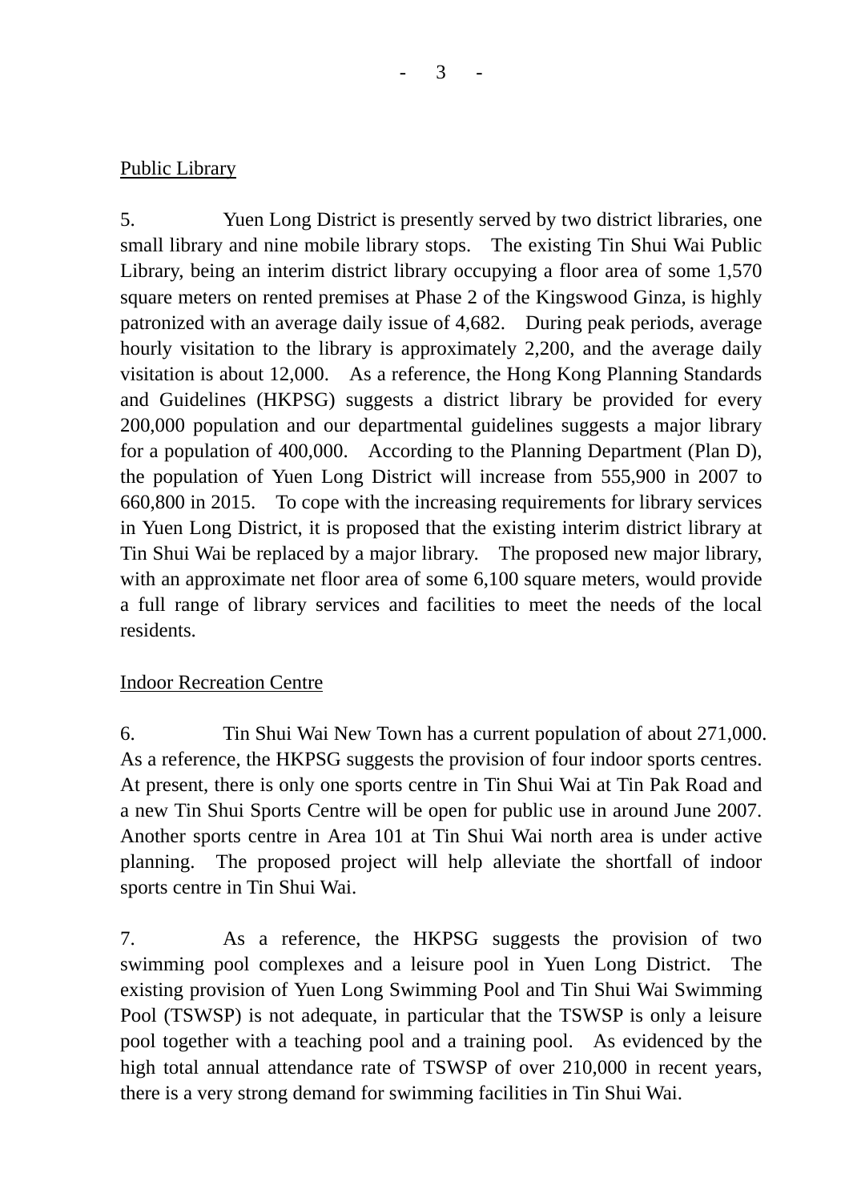<u>Public Library</u>

5. Yuen Long District is presently served by two district libraries, one small library and nine mobile library stops. The existing Tin Shui Wai Public Library, being an interim district library occupying a floor area of some 1,570 square meters on rented premises at Phase 2 of the Kingswood Ginza, is highly patronized with an average daily issue of 4,682. During peak periods, average hourly visitation to the library is approximately 2,200, and the average daily visitation is about 12,000. As a reference, the Hong Kong Planning Standards and Guidelines (HKPSG) suggests a district library be provided for every 200,000 population and our departmental guidelines suggests a major library for a population of 400,000. According to the Planning Department (Plan D), the population of Yuen Long District will increase from 555,900 in 2007 to 660,800 in 2015. To cope with the increasing requirements for library services in Yuen Long District, it is proposed that the existing interim district library at Tin Shui Wai be replaced by a major library. The proposed new major library, with an approximate net floor area of some 6,100 square meters, would provide a full range of library services and facilities to meet the needs of the local residents.

<u>Indoor Recreation Centre</u>

6. Tin Shui Wai New Town has a current population of about 271,000. As a reference, the HKPSG suggests the provision of four indoor sports centres. At present, there is only one sports centre in Tin Shui Wai at Tin Pak Road and a new Tin Shui Sports Centre will be open for public use in around June 2007. Another sports centre in Area 101 at Tin Shui Wai north area is under active planning. The proposed project will help alleviate the shortfall of indoor sports centre in Tin Shui Wai.

7. As a reference, the HKPSG suggests the provision of two swimming pool complexes and a leisure pool in Yuen Long District. The existing provision of Yuen Long Swimming Pool and Tin Shui Wai Swimming Pool (TSWSP) is not adequate, in particular that the TSWSP is only a leisure pool together with a teaching pool and a training pool. As evidenced by the high total annual attendance rate of TSWSP of over 210,000 in recent years, there is a very strong demand for swimming facilities in Tin Shui Wai.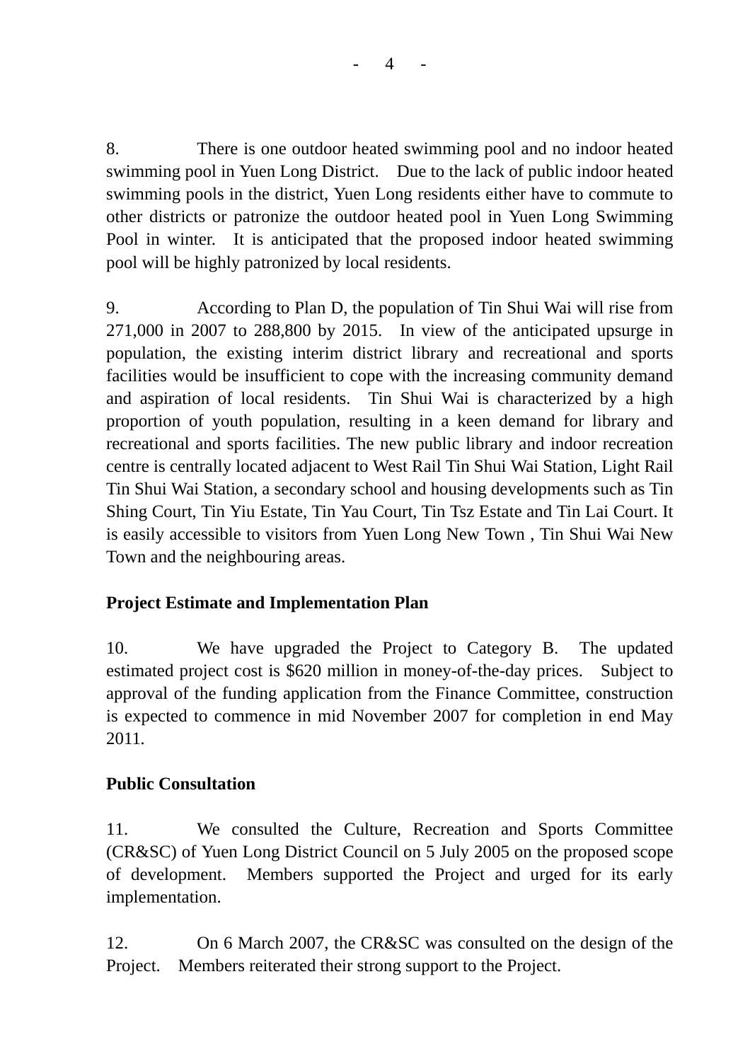8. There is one outdoor heated swimming pool and no indoor heated swimming pool in Yuen Long District. Due to the lack of public indoor heated swimming pools in the district, Yuen Long residents either have to commute to other districts or patronize the outdoor heated pool in Yuen Long Swimming Pool in winter. It is anticipated that the proposed indoor heated swimming pool will be highly patronized by local residents.

9. According to Plan D, the population of Tin Shui Wai will rise from 271,000 in 2007 to 288,800 by 2015. In view of the anticipated upsurge in population, the existing interim district library and recreational and sports facilities would be insufficient to cope with the increasing community demand and aspiration of local residents. Tin Shui Wai is characterized by a high proportion of youth population, resulting in a keen demand for library and recreational and sports facilities. The new public library and indoor recreation centre is centrally located adjacent to West Rail Tin Shui Wai Station, Light Rail Tin Shui Wai Station, a secondary school and housing developments such as Tin Shing Court, Tin Yiu Estate, Tin Yau Court, Tin Tsz Estate and Tin Lai Court. It is easily accessible to visitors from Yuen Long New Town , Tin Shui Wai New Town and the neighbouring areas.

**Project Estimate and Implementation Plan**

10. We have upgraded the Project to Category B. The updated estimated project cost is $620 million in money-of-the-day prices. Subject to approval of the funding application from the Finance Committee, construction is expected to commence in mid November 2007 for completion in end May 2011.

**Public Consultation**

11. We consulted the Culture, Recreation and Sports Committee (CR&SC) of Yuen Long District Council on 5 July 2005 on the proposed scope of development. Members supported the Project and urged for its early implementation.

12. On 6 March 2007, the CR&SC was consulted on the design of the Project. Members reiterated their strong support to the Project.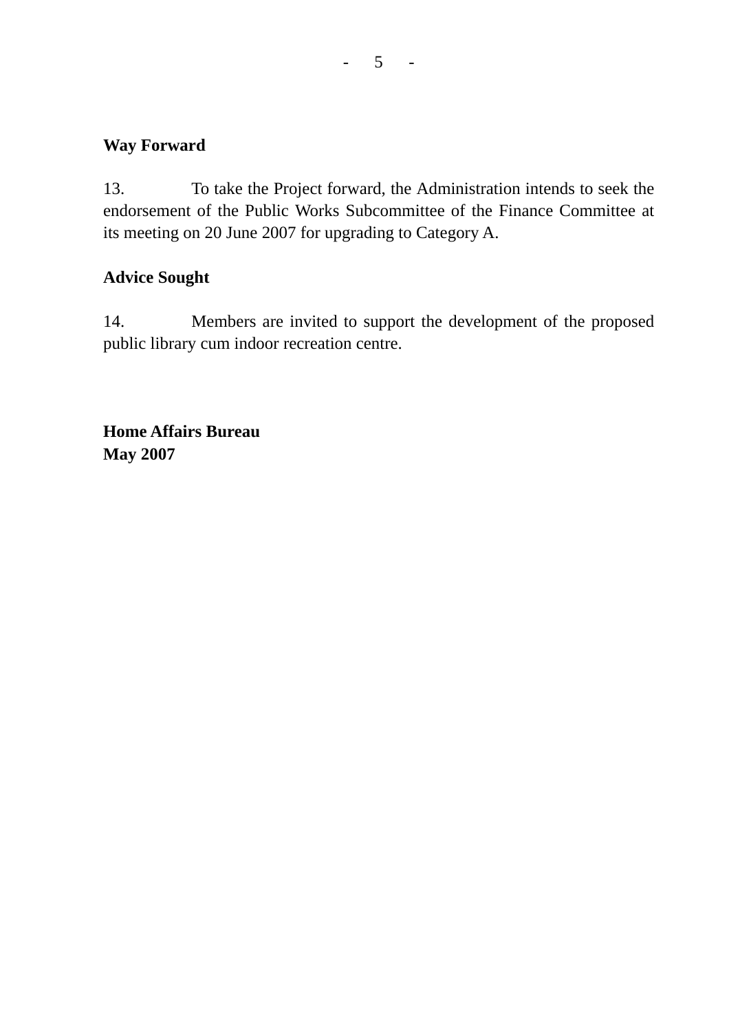**Way Forward**

13. To take the Project forward, the Administration intends to seek the endorsement of the Public Works Subcommittee of the Finance Committee at its meeting on 20 June 2007 for upgrading to Category A.

**Advice Sought**

14. Members are invited to support the development of the proposed public library cum indoor recreation centre.

**Home Affairs Bureau**
**May 2007**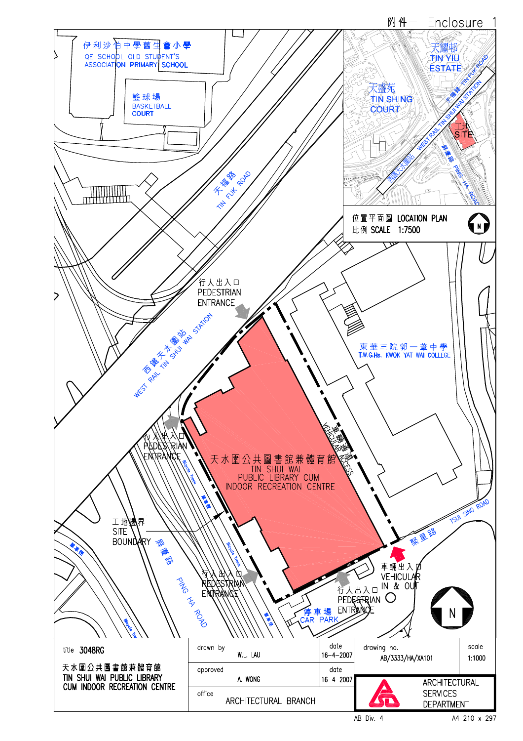附件一 Enclosure 1

伊利沙伯中學舊生會小學
QE SCHOOL OLD STUDENT'S ASSOCIATION PRIMARY SCHOOL

籃球場
BASKETBALL COURT

天福路
TIN FUK ROAD

天耀邨
TIN YIU ESTATE

天盛苑
TIN SHING COURT

天福路 TIN FUK ROAD

西鐵天水圍站 WEST RAIL TIN SHUI WAI STATION

工地 SITE

屏廈路 PING HA ROAD

位置平面圖 LOCATION PLAN
比例 SCALE 1:7500

行人出入口
PEDESTRIAN ENTRANCE

西鐵天水圍站
WEST RAIL TIN SHUI WAI STATION

東華三院郭一葦中學
T.W.G.Hs. KWOK YAT WAI COLLEGE

車輛通道
VEHICULAR ACCESS

天水圍公共圖書館兼體育館
TIN SHUI WAI PUBLIC LIBRARY CUM INDOOR RECREATION CENTRE

工地邊界
SITE BOUNDARY

屏廈路
PING HA ROAD

聚星路
TSUI SING ROAD

車輛出入口
VEHICULAR IN & OUT

停車場
CAR PARK

| title 3048RG 天水圍公共圖書館兼體育館 TIN SHUI WAI PUBLIC LIBRARY CUM INDOOR RECREATION CENTRE | drawn by W.L. LAU | date 16-4-2007 | drawing no. AB/3333/HA/XA101 | scale 1:1000 |
|---|---|---|---|---|
| | approved A. WONG | date 16-4-2007 | ARCHITECTURAL SERVICES DEPARTMENT | |
| | office ARCHITECTURAL BRANCH | | | |

AB Div. 4 A4 210 x 297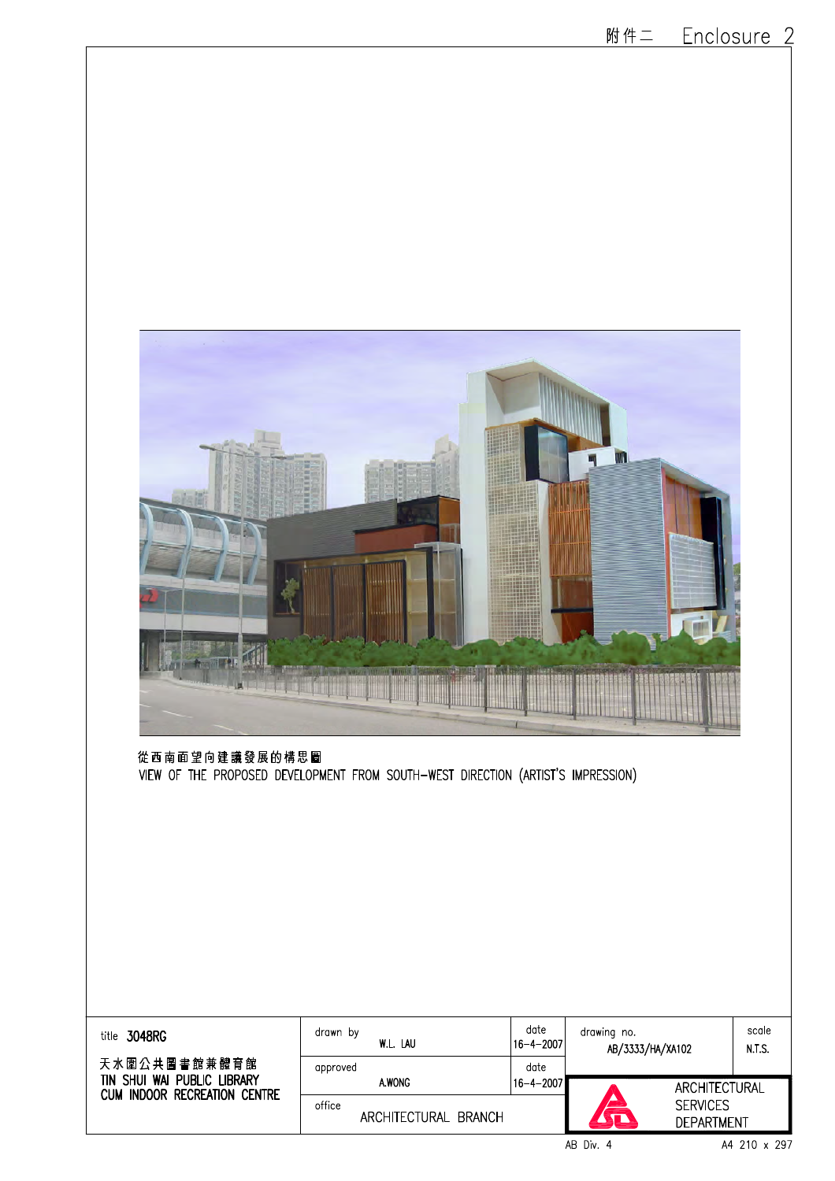附件二 Enclosure 2

從西南面望向建議發展的構思圖
VIEW OF THE PROPOSED DEVELOPMENT FROM SOUTH-WEST DIRECTION (ARTIST'S IMPRESSION)

| | | | | |
|---|---|---|---|---|
| title 3048RG<br>天水圍公共圖書館兼體育館<br>TIN SHUI WAI PUBLIC LIBRARY CUM INDOOR RECREATION CENTRE | drawn by W.L. LAU | date 16-4-2007 | drawing no. AB/3333/HA/XA102 | scale N.T.S. |
| | approved A.WONG | date 16-4-2007 | ARCHITECTURAL SERVICES DEPARTMENT | |
| | office ARCHITECTURAL BRANCH | | | |

AB Div. 4

A4 210 x 297